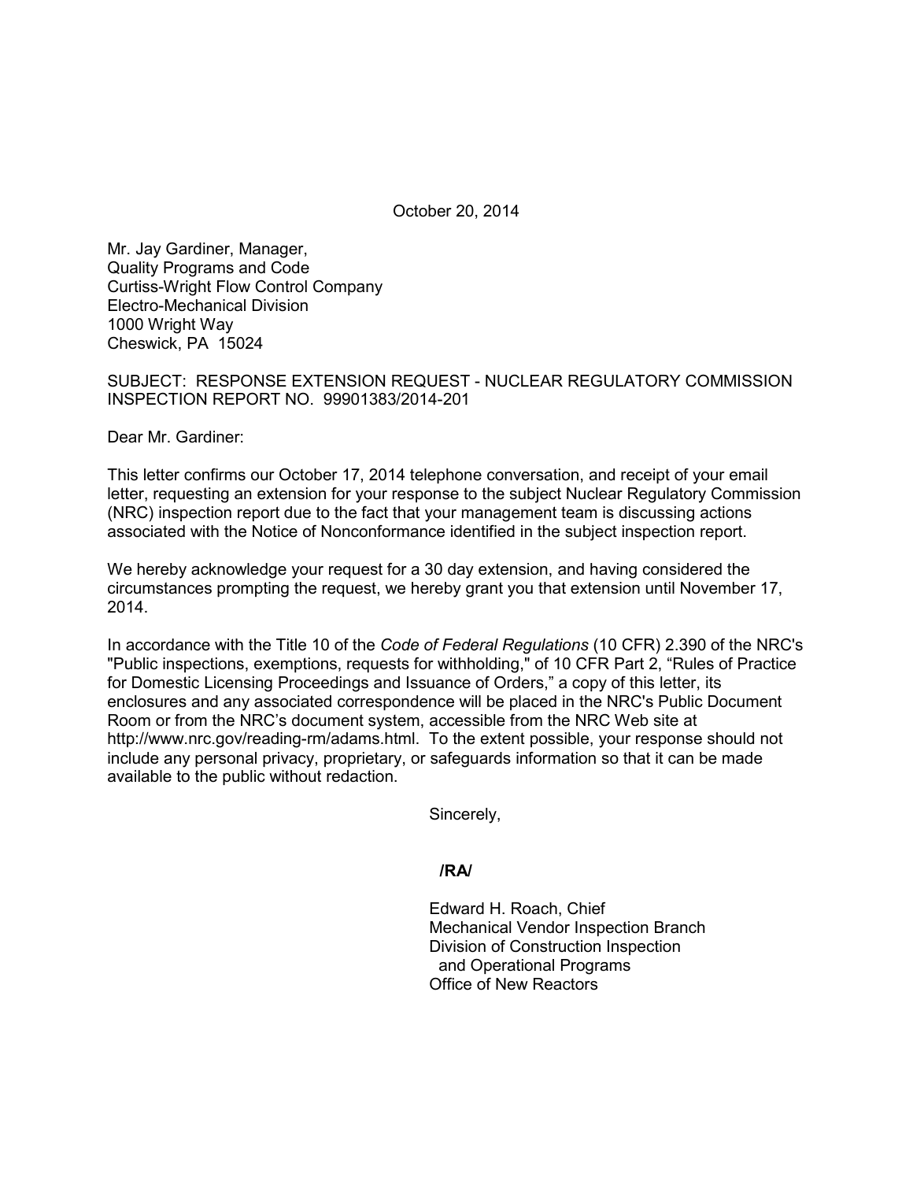October 20, 2014

Mr. Jay Gardiner, Manager,
Quality Programs and Code
Curtiss-Wright Flow Control Company
Electro-Mechanical Division
1000 Wright Way
Cheswick, PA 15024

SUBJECT: RESPONSE EXTENSION REQUEST - NUCLEAR REGULATORY COMMISSION INSPECTION REPORT NO. 99901383/2014-201

Dear Mr. Gardiner:

This letter confirms our October 17, 2014 telephone conversation, and receipt of your email letter, requesting an extension for your response to the subject Nuclear Regulatory Commission (NRC) inspection report due to the fact that your management team is discussing actions associated with the Notice of Nonconformance identified in the subject inspection report.

We hereby acknowledge your request for a 30 day extension, and having considered the circumstances prompting the request, we hereby grant you that extension until November 17, 2014.

In accordance with the Title 10 of the *Code of Federal Regulations* (10 CFR) 2.390 of the NRC's "Public inspections, exemptions, requests for withholding," of 10 CFR Part 2, "Rules of Practice for Domestic Licensing Proceedings and Issuance of Orders," a copy of this letter, its enclosures and any associated correspondence will be placed in the NRC's Public Document Room or from the NRC's document system, accessible from the NRC Web site at http://www.nrc.gov/reading-rm/adams.html. To the extent possible, your response should not include any personal privacy, proprietary, or safeguards information so that it can be made available to the public without redaction.

Sincerely,

**/RA/**

Edward H. Roach, Chief
Mechanical Vendor Inspection Branch
Division of Construction Inspection
and Operational Programs
Office of New Reactors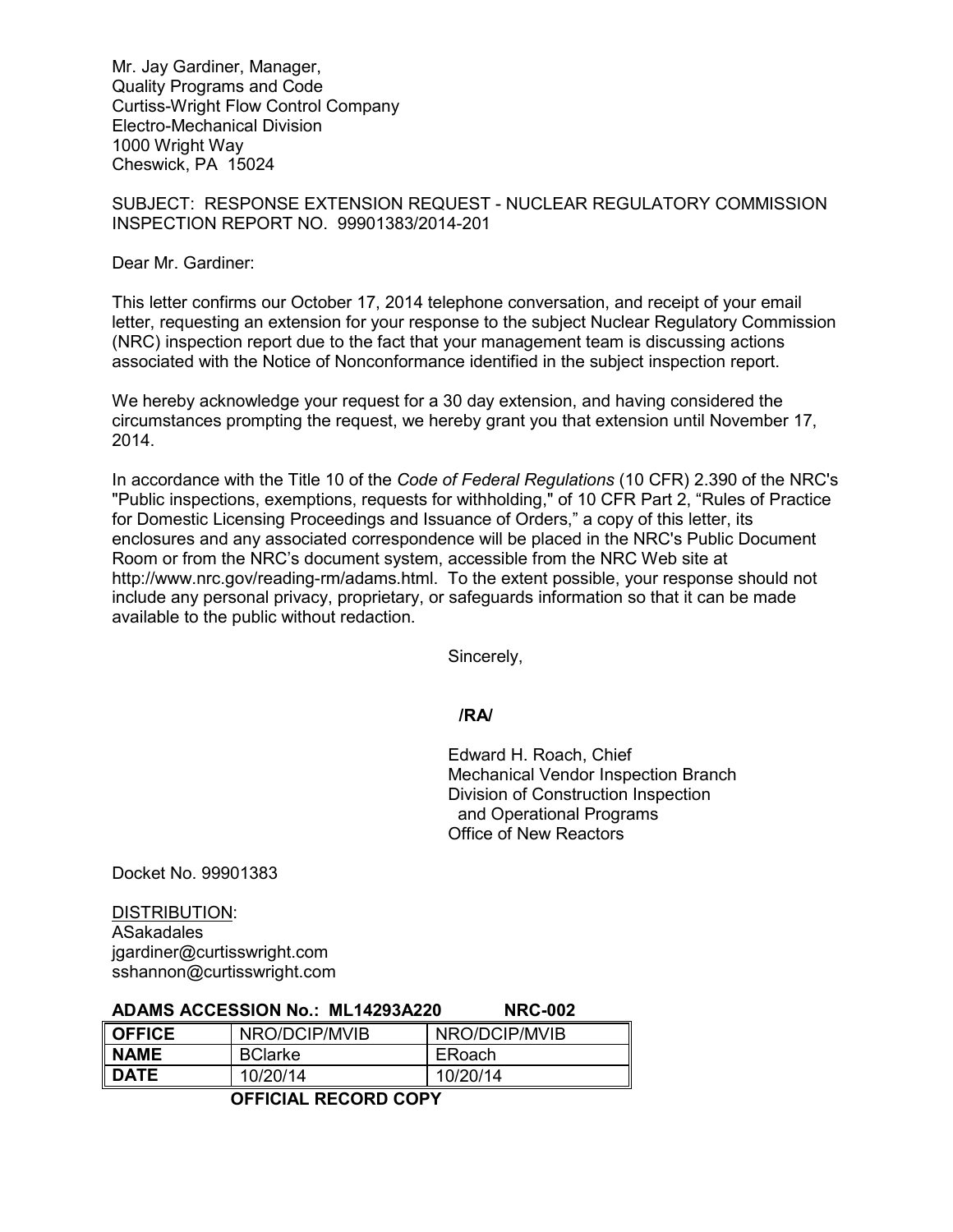Mr. Jay Gardiner, Manager,
Quality Programs and Code
Curtiss-Wright Flow Control Company
Electro-Mechanical Division
1000 Wright Way
Cheswick, PA 15024

SUBJECT: RESPONSE EXTENSION REQUEST - NUCLEAR REGULATORY COMMISSION INSPECTION REPORT NO. 99901383/2014-201

Dear Mr. Gardiner:

This letter confirms our October 17, 2014 telephone conversation, and receipt of your email letter, requesting an extension for your response to the subject Nuclear Regulatory Commission (NRC) inspection report due to the fact that your management team is discussing actions associated with the Notice of Nonconformance identified in the subject inspection report.

We hereby acknowledge your request for a 30 day extension, and having considered the circumstances prompting the request, we hereby grant you that extension until November 17, 2014.

In accordance with the Title 10 of the *Code of Federal Regulations* (10 CFR) 2.390 of the NRC's "Public inspections, exemptions, requests for withholding," of 10 CFR Part 2, "Rules of Practice for Domestic Licensing Proceedings and Issuance of Orders," a copy of this letter, its enclosures and any associated correspondence will be placed in the NRC's Public Document Room or from the NRC's document system, accessible from the NRC Web site at http://www.nrc.gov/reading-rm/adams.html. To the extent possible, your response should not include any personal privacy, proprietary, or safeguards information so that it can be made available to the public without redaction.

Sincerely,

**/RA/**

Edward H. Roach, Chief
Mechanical Vendor Inspection Branch
Division of Construction Inspection
and Operational Programs
Office of New Reactors

Docket No. 99901383

DISTRIBUTION:
ASakadales
jgardiner@curtisswright.com
sshannon@curtisswright.com

**ADAMS ACCESSION No.: ML14293A220 NRC-002**

| | | |
|---|---|---|
| **OFFICE** | NRO/DCIP/MVIB | NRO/DCIP/MVIB |
| **NAME** | BClarke | ERoach |
| **DATE** | 10/20/14 | 10/20/14 |

**OFFICIAL RECORD COPY**